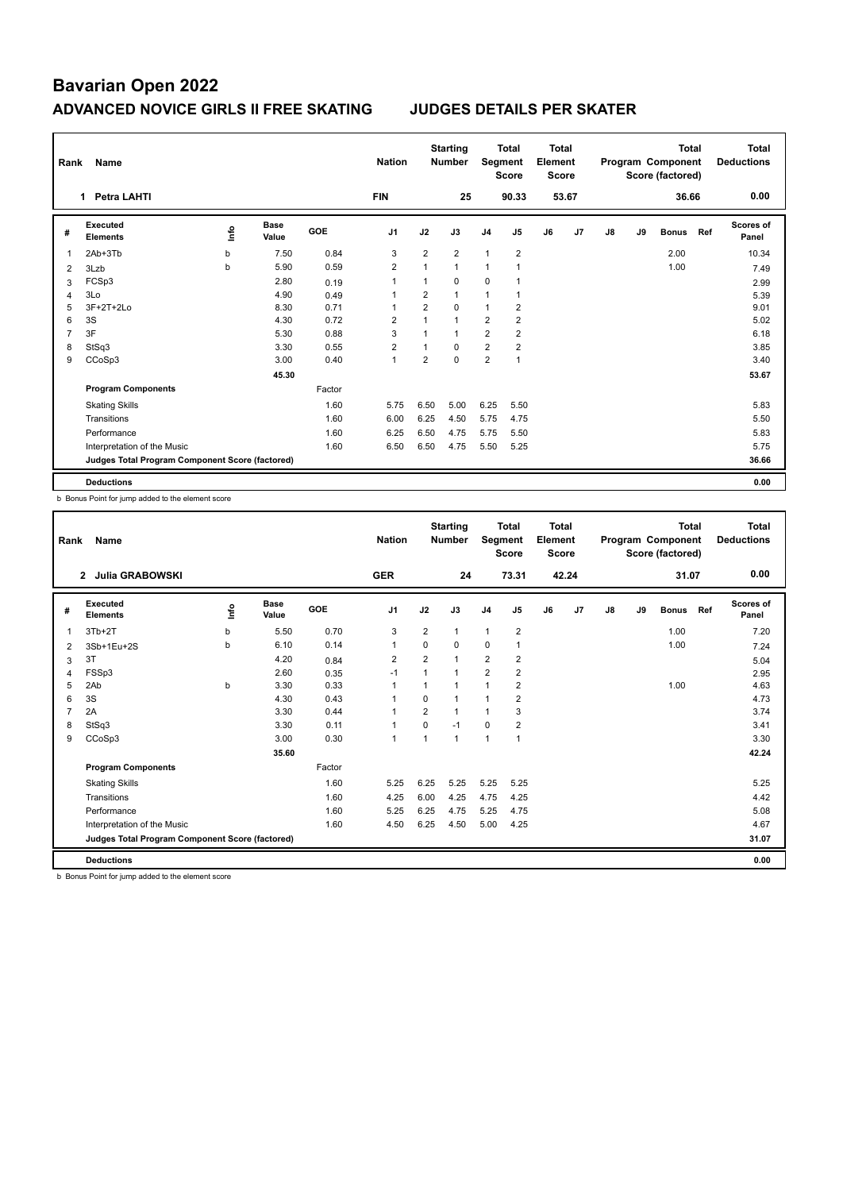# Bavarian Open 2022

## ADVANCED NOVICE GIRLS II FREE SKATING — JUDGES DETAILS PER SKATER

| Rank | Name | Nation | Starting Number | Total Segment Score | Total Element Score | Total Program Component Score (factored) | Total Deductions |
|---|---|---|---|---|---|---|---|
| 1 | Petra LAHTI | FIN | 25 | 90.33 | 53.67 | 36.66 | 0.00 |

| # | Executed Elements | Info | Base Value | GOE | J1 | J2 | J3 | J4 | J5 | J6 | J7 | J8 | J9 | Bonus | Ref | Scores of Panel |
|---|---|---|---|---|---|---|---|---|---|---|---|---|---|---|---|---|
| 1 | 2Ab+3Tb | b | 7.50 | 0.84 | 3 | 2 | 2 | 1 | 2 | | | | | 2.00 | | 10.34 |
| 2 | 3Lzb | b | 5.90 | 0.59 | 2 | 1 | 1 | 1 | 1 | | | | | 1.00 | | 7.49 |
| 3 | FCSp3 | | 2.80 | 0.19 | 1 | 1 | 0 | 0 | 1 | | | | | | | 2.99 |
| 4 | 3Lo | | 4.90 | 0.49 | 1 | 2 | 1 | 1 | 1 | | | | | | | 5.39 |
| 5 | 3F+2T+2Lo | | 8.30 | 0.71 | 1 | 2 | 0 | 1 | 2 | | | | | | | 9.01 |
| 6 | 3S | | 4.30 | 0.72 | 2 | 1 | 1 | 2 | 2 | | | | | | | 5.02 |
| 7 | 3F | | 5.30 | 0.88 | 3 | 1 | 1 | 2 | 2 | | | | | | | 6.18 |
| 8 | StSq3 | | 3.30 | 0.55 | 2 | 1 | 0 | 2 | 2 | | | | | | | 3.85 |
| 9 | CCoSp3 | | 3.00 | 0.40 | 1 | 2 | 0 | 2 | 1 | | | | | | | 3.40 |
| | | | 45.30 | | | | | | | | | | | | | 53.67 |
| | **Program Components** | | | Factor | | | | | | | | | | | | |
| | Skating Skills | | | 1.60 | 5.75 | 6.50 | 5.00 | 6.25 | 5.50 | | | | | | | 5.83 |
| | Transitions | | | 1.60 | 6.00 | 6.25 | 4.50 | 5.75 | 4.75 | | | | | | | 5.50 |
| | Performance | | | 1.60 | 6.25 | 6.50 | 4.75 | 5.75 | 5.50 | | | | | | | 5.83 |
| | Interpretation of the Music | | | 1.60 | 6.50 | 6.50 | 4.75 | 5.50 | 5.25 | | | | | | | 5.75 |
| | **Judges Total Program Component Score (factored)** | | | | | | | | | | | | | | | 36.66 |
| | **Deductions** | | | | | | | | | | | | | | | 0.00 |

b Bonus Point for jump added to the element score

| Rank | Name | Nation | Starting Number | Total Segment Score | Total Element Score | Total Program Component Score (factored) | Total Deductions |
|---|---|---|---|---|---|---|---|
| 2 | Julia GRABOWSKI | GER | 24 | 73.31 | 42.24 | 31.07 | 0.00 |

| # | Executed Elements | Info | Base Value | GOE | J1 | J2 | J3 | J4 | J5 | J6 | J7 | J8 | J9 | Bonus | Ref | Scores of Panel |
|---|---|---|---|---|---|---|---|---|---|---|---|---|---|---|---|---|
| 1 | 3Tb+2T | b | 5.50 | 0.70 | 3 | 2 | 1 | 1 | 2 | | | | | 1.00 | | 7.20 |
| 2 | 3Sb+1Eu+2S | b | 6.10 | 0.14 | 1 | 0 | 0 | 0 | 1 | | | | | 1.00 | | 7.24 |
| 3 | 3T | | 4.20 | 0.84 | 2 | 2 | 1 | 2 | 2 | | | | | | | 5.04 |
| 4 | FSSp3 | | 2.60 | 0.35 | -1 | 1 | 1 | 2 | 2 | | | | | | | 2.95 |
| 5 | 2Ab | b | 3.30 | 0.33 | 1 | 1 | 1 | 1 | 2 | | | | | 1.00 | | 4.63 |
| 6 | 3S | | 4.30 | 0.43 | 1 | 0 | 1 | 1 | 2 | | | | | | | 4.73 |
| 7 | 2A | | 3.30 | 0.44 | 1 | 2 | 1 | 1 | 3 | | | | | | | 3.74 |
| 8 | StSq3 | | 3.30 | 0.11 | 1 | 0 | -1 | 0 | 2 | | | | | | | 3.41 |
| 9 | CCoSp3 | | 3.00 | 0.30 | 1 | 1 | 1 | 1 | 1 | | | | | | | 3.30 |
| | | | 35.60 | | | | | | | | | | | | | 42.24 |
| | **Program Components** | | | Factor | | | | | | | | | | | | |
| | Skating Skills | | | 1.60 | 5.25 | 6.25 | 5.25 | 5.25 | 5.25 | | | | | | | 5.25 |
| | Transitions | | | 1.60 | 4.25 | 6.00 | 4.25 | 4.75 | 4.25 | | | | | | | 4.42 |
| | Performance | | | 1.60 | 5.25 | 6.25 | 4.75 | 5.25 | 4.75 | | | | | | | 5.08 |
| | Interpretation of the Music | | | 1.60 | 4.50 | 6.25 | 4.50 | 5.00 | 4.25 | | | | | | | 4.67 |
| | **Judges Total Program Component Score (factored)** | | | | | | | | | | | | | | | 31.07 |
| | **Deductions** | | | | | | | | | | | | | | | 0.00 |

b Bonus Point for jump added to the element score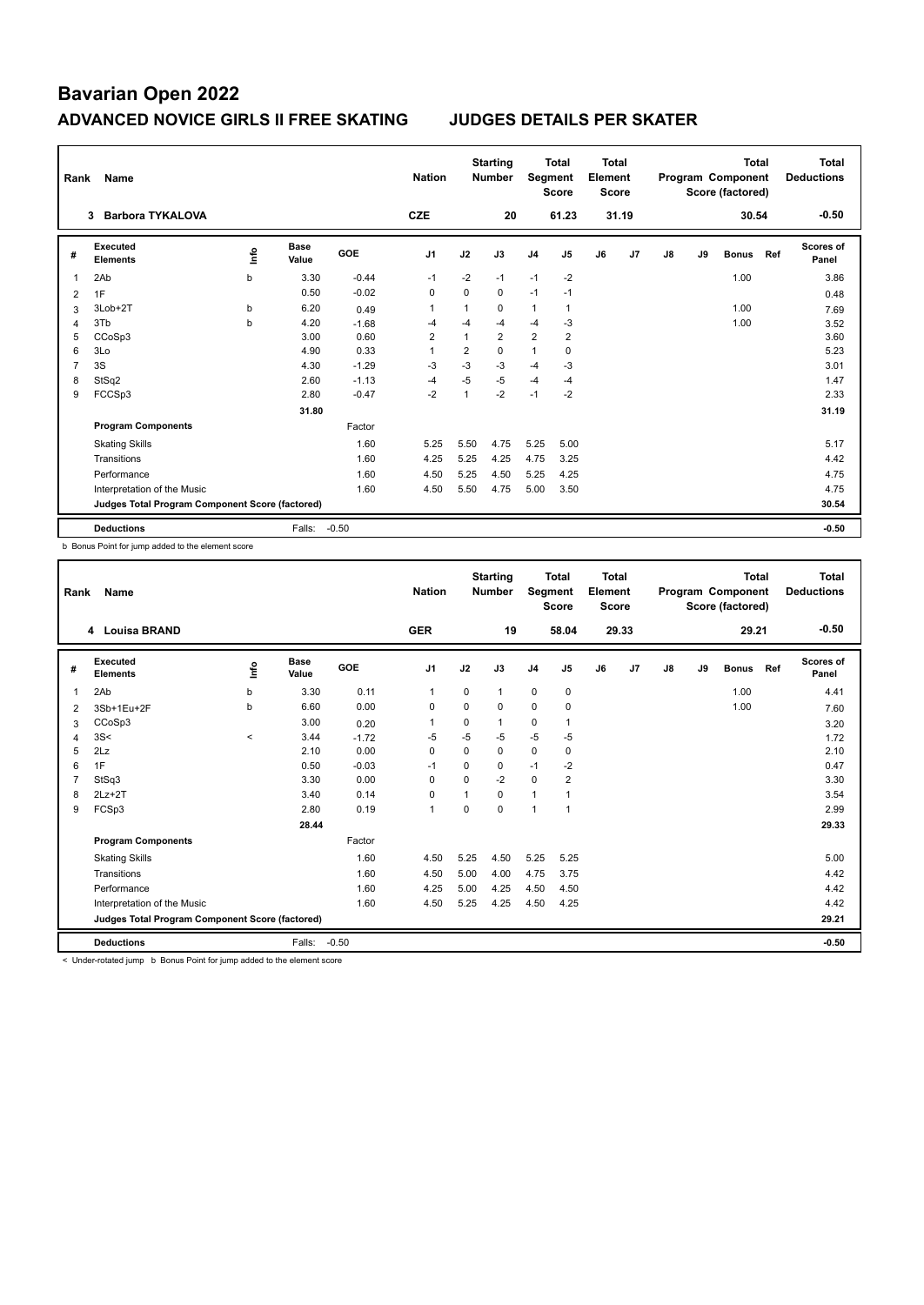# Bavarian Open 2022

## ADVANCED NOVICE GIRLS II FREE SKATING　　JUDGES DETAILS PER SKATER

| Rank | Name | Nation | Starting Number | Total Segment Score | Total Element Score | Total Program Component Score (factored) | Total Deductions |
|---|---|---|---|---|---|---|---|
| 3 | Barbora TYKALOVA | CZE | 20 | 61.23 | 31.19 | 30.54 | -0.50 |

| # | Executed Elements | Info | Base Value | GOE | J1 | J2 | J3 | J4 | J5 | J6 | J7 | J8 | J9 | Bonus | Ref | Scores of Panel |
|---|---|---|---|---|---|---|---|---|---|---|---|---|---|---|---|---|
| 1 | 2Ab | b | 3.30 | -0.44 | -1 | -2 | -1 | -1 | -2 | | | | | 1.00 | | 3.86 |
| 2 | 1F | | 0.50 | -0.02 | 0 | 0 | 0 | -1 | -1 | | | | | | | 0.48 |
| 3 | 3Lob+2T | b | 6.20 | 0.49 | 1 | 1 | 0 | 1 | 1 | | | | | 1.00 | | 7.69 |
| 4 | 3Tb | b | 4.20 | -1.68 | -4 | -4 | -4 | -4 | -3 | | | | | 1.00 | | 3.52 |
| 5 | CCoSp3 | | 3.00 | 0.60 | 2 | 1 | 2 | 2 | 2 | | | | | | | 3.60 |
| 6 | 3Lo | | 4.90 | 0.33 | 1 | 2 | 0 | 1 | 0 | | | | | | | 5.23 |
| 7 | 3S | | 4.30 | -1.29 | -3 | -3 | -3 | -4 | -3 | | | | | | | 3.01 |
| 8 | StSq2 | | 2.60 | -1.13 | -4 | -5 | -5 | -4 | -4 | | | | | | | 1.47 |
| 9 | FCCSp3 | | 2.80 | -0.47 | -2 | 1 | -2 | -1 | -2 | | | | | | | 2.33 |
| | | | 31.80 | | | | | | | | | | | | | 31.19 |
| | **Program Components** | | | Factor | | | | | | | | | | | | |
| | Skating Skills | | | 1.60 | 5.25 | 5.50 | 4.75 | 5.25 | 5.00 | | | | | | | 5.17 |
| | Transitions | | | 1.60 | 4.25 | 5.25 | 4.25 | 4.75 | 3.25 | | | | | | | 4.42 |
| | Performance | | | 1.60 | 4.50 | 5.25 | 4.50 | 5.25 | 4.25 | | | | | | | 4.75 |
| | Interpretation of the Music | | | 1.60 | 4.50 | 5.50 | 4.75 | 5.00 | 3.50 | | | | | | | 4.75 |
| | **Judges Total Program Component Score (factored)** | | | | | | | | | | | | | | | 30.54 |
| | **Deductions** | | Falls: | -0.50 | | | | | | | | | | | | -0.50 |

b Bonus Point for jump added to the element score

| Rank | Name | Nation | Starting Number | Total Segment Score | Total Element Score | Total Program Component Score (factored) | Total Deductions |
|---|---|---|---|---|---|---|---|
| 4 | Louisa BRAND | GER | 19 | 58.04 | 29.33 | 29.21 | -0.50 |

| # | Executed Elements | Info | Base Value | GOE | J1 | J2 | J3 | J4 | J5 | J6 | J7 | J8 | J9 | Bonus | Ref | Scores of Panel |
|---|---|---|---|---|---|---|---|---|---|---|---|---|---|---|---|---|
| 1 | 2Ab | b | 3.30 | 0.11 | 1 | 0 | 1 | 0 | 0 | | | | | 1.00 | | 4.41 |
| 2 | 3Sb+1Eu+2F | b | 6.60 | 0.00 | 0 | 0 | 0 | 0 | 0 | | | | | 1.00 | | 7.60 |
| 3 | CCoSp3 | | 3.00 | 0.20 | 1 | 0 | 1 | 0 | 1 | | | | | | | 3.20 |
| 4 | 3S< | < | 3.44 | -1.72 | -5 | -5 | -5 | -5 | -5 | | | | | | | 1.72 |
| 5 | 2Lz | | 2.10 | 0.00 | 0 | 0 | 0 | 0 | 0 | | | | | | | 2.10 |
| 6 | 1F | | 0.50 | -0.03 | -1 | 0 | 0 | -1 | -2 | | | | | | | 0.47 |
| 7 | StSq3 | | 3.30 | 0.00 | 0 | 0 | -2 | 0 | 2 | | | | | | | 3.30 |
| 8 | 2Lz+2T | | 3.40 | 0.14 | 0 | 1 | 0 | 1 | 1 | | | | | | | 3.54 |
| 9 | FCSp3 | | 2.80 | 0.19 | 1 | 0 | 0 | 1 | 1 | | | | | | | 2.99 |
| | | | 28.44 | | | | | | | | | | | | | 29.33 |
| | **Program Components** | | | Factor | | | | | | | | | | | | |
| | Skating Skills | | | 1.60 | 4.50 | 5.25 | 4.50 | 5.25 | 5.25 | | | | | | | 5.00 |
| | Transitions | | | 1.60 | 4.50 | 5.00 | 4.00 | 4.75 | 3.75 | | | | | | | 4.42 |
| | Performance | | | 1.60 | 4.25 | 5.00 | 4.25 | 4.50 | 4.50 | | | | | | | 4.42 |
| | Interpretation of the Music | | | 1.60 | 4.50 | 5.25 | 4.25 | 4.50 | 4.25 | | | | | | | 4.42 |
| | **Judges Total Program Component Score (factored)** | | | | | | | | | | | | | | | 29.21 |
| | **Deductions** | | Falls: | -0.50 | | | | | | | | | | | | -0.50 |

< Under-rotated jump b Bonus Point for jump added to the element score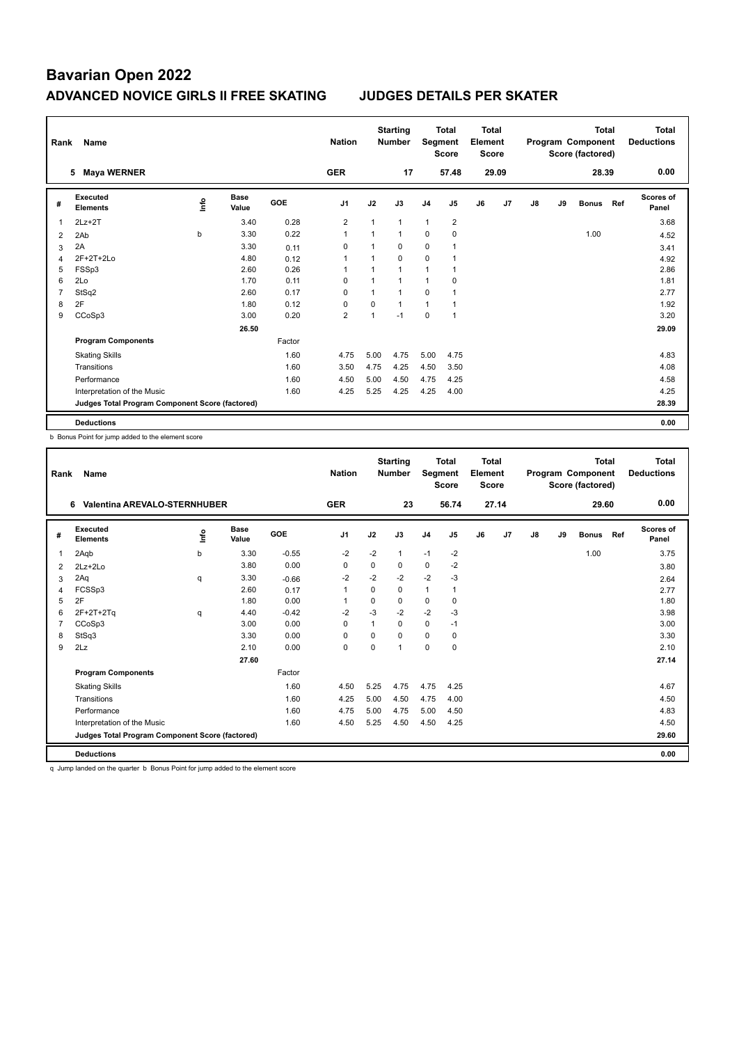# Bavarian Open 2022

## ADVANCED NOVICE GIRLS II FREE SKATING JUDGES DETAILS PER SKATER

| Rank | Name | Nation | Starting Number | Total Segment Score | Total Element Score | Total Program Component Score (factored) | Total Deductions |
|---|---|---|---|---|---|---|---|
| 5 | Maya WERNER | GER | 17 | 57.48 | 29.09 | 28.39 | 0.00 |

| # | Executed Elements | Info | Base Value | GOE | J1 | J2 | J3 | J4 | J5 | J6 | J7 | J8 | J9 | Bonus | Ref | Scores of Panel |
|---|---|---|---|---|---|---|---|---|---|---|---|---|---|---|---|---|
| 1 | 2Lz+2T | | 3.40 | 0.28 | 2 | 1 | 1 | 1 | 2 | | | | | | | 3.68 |
| 2 | 2Ab | b | 3.30 | 0.22 | 1 | 1 | 1 | 0 | 0 | | | | | 1.00 | | 4.52 |
| 3 | 2A | | 3.30 | 0.11 | 0 | 1 | 0 | 0 | 1 | | | | | | | 3.41 |
| 4 | 2F+2T+2Lo | | 4.80 | 0.12 | 1 | 1 | 0 | 0 | 1 | | | | | | | 4.92 |
| 5 | FSSp3 | | 2.60 | 0.26 | 1 | 1 | 1 | 1 | 1 | | | | | | | 2.86 |
| 6 | 2Lo | | 1.70 | 0.11 | 0 | 1 | 1 | 1 | 0 | | | | | | | 1.81 |
| 7 | StSq2 | | 2.60 | 0.17 | 0 | 1 | 1 | 0 | 1 | | | | | | | 2.77 |
| 8 | 2F | | 1.80 | 0.12 | 0 | 0 | 1 | 1 | 1 | | | | | | | 1.92 |
| 9 | CCoSp3 | | 3.00 | 0.20 | 2 | 1 | -1 | 0 | 1 | | | | | | | 3.20 |
| | | | 26.50 | | | | | | | | | | | | | 29.09 |
| | **Program Components** | | | Factor | | | | | | | | | | | | |
| | Skating Skills | | | 1.60 | 4.75 | 5.00 | 4.75 | 5.00 | 4.75 | | | | | | | 4.83 |
| | Transitions | | | 1.60 | 3.50 | 4.75 | 4.25 | 4.50 | 3.50 | | | | | | | 4.08 |
| | Performance | | | 1.60 | 4.50 | 5.00 | 4.50 | 4.75 | 4.25 | | | | | | | 4.58 |
| | Interpretation of the Music | | | 1.60 | 4.25 | 5.25 | 4.25 | 4.25 | 4.00 | | | | | | | 4.25 |
| | **Judges Total Program Component Score (factored)** | | | | | | | | | | | | | | | 28.39 |
| | **Deductions** | | | | | | | | | | | | | | | 0.00 |

b Bonus Point for jump added to the element score

| Rank | Name | Nation | Starting Number | Total Segment Score | Total Element Score | Total Program Component Score (factored) | Total Deductions |
|---|---|---|---|---|---|---|---|
| 6 | Valentina AREVALO-STERNHUBER | GER | 23 | 56.74 | 27.14 | 29.60 | 0.00 |

| # | Executed Elements | Info | Base Value | GOE | J1 | J2 | J3 | J4 | J5 | J6 | J7 | J8 | J9 | Bonus | Ref | Scores of Panel |
|---|---|---|---|---|---|---|---|---|---|---|---|---|---|---|---|---|
| 1 | 2Aqb | b | 3.30 | -0.55 | -2 | -2 | 1 | -1 | -2 | | | | | 1.00 | | 3.75 |
| 2 | 2Lz+2Lo | | 3.80 | 0.00 | 0 | 0 | 0 | 0 | -2 | | | | | | | 3.80 |
| 3 | 2Aq | q | 3.30 | -0.66 | -2 | -2 | -2 | -2 | -3 | | | | | | | 2.64 |
| 4 | FCSSp3 | | 2.60 | 0.17 | 1 | 0 | 0 | 1 | 1 | | | | | | | 2.77 |
| 5 | 2F | | 1.80 | 0.00 | 1 | 0 | 0 | 0 | 0 | | | | | | | 1.80 |
| 6 | 2F+2T+2Tq | q | 4.40 | -0.42 | -2 | -3 | -2 | -2 | -3 | | | | | | | 3.98 |
| 7 | CCoSp3 | | 3.00 | 0.00 | 0 | 1 | 0 | 0 | -1 | | | | | | | 3.00 |
| 8 | StSq3 | | 3.30 | 0.00 | 0 | 0 | 0 | 0 | 0 | | | | | | | 3.30 |
| 9 | 2Lz | | 2.10 | 0.00 | 0 | 0 | 1 | 0 | 0 | | | | | | | 2.10 |
| | | | 27.60 | | | | | | | | | | | | | 27.14 |
| | **Program Components** | | | Factor | | | | | | | | | | | | |
| | Skating Skills | | | 1.60 | 4.50 | 5.25 | 4.75 | 4.75 | 4.25 | | | | | | | 4.67 |
| | Transitions | | | 1.60 | 4.25 | 5.00 | 4.50 | 4.75 | 4.00 | | | | | | | 4.50 |
| | Performance | | | 1.60 | 4.75 | 5.00 | 4.75 | 5.00 | 4.50 | | | | | | | 4.83 |
| | Interpretation of the Music | | | 1.60 | 4.50 | 5.25 | 4.50 | 4.50 | 4.25 | | | | | | | 4.50 |
| | **Judges Total Program Component Score (factored)** | | | | | | | | | | | | | | | 29.60 |
| | **Deductions** | | | | | | | | | | | | | | | 0.00 |

q Jump landed on the quarter b Bonus Point for jump added to the element score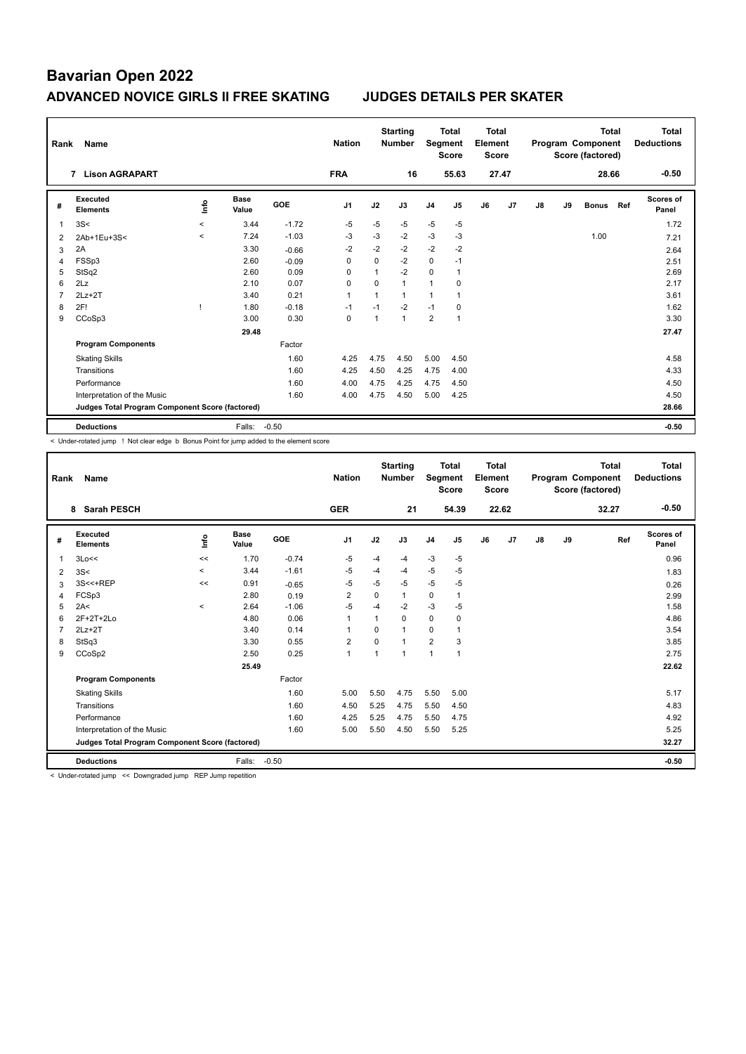# Bavarian Open 2022

## ADVANCED NOVICE GIRLS II FREE SKATING JUDGES DETAILS PER SKATER

| Rank | Name | Nation | Starting Number | Total Segment Score | Total Element Score | Total Program Component Score (factored) | Total Deductions |
|---|---|---|---|---|---|---|---|
| 7 | Lison AGRAPART | FRA | 16 | 55.63 | 27.47 | 28.66 | -0.50 |

| # | Executed Elements | Info | Base Value | GOE | J1 | J2 | J3 | J4 | J5 | J6 | J7 | J8 | J9 | Bonus | Ref | Scores of Panel |
|---|---|---|---|---|---|---|---|---|---|---|---|---|---|---|---|---|
| 1 | 3S< | < | 3.44 | -1.72 | -5 | -5 | -5 | -5 | -5 | | | | | | | 1.72 |
| 2 | 2Ab+1Eu+3S< | < | 7.24 | -1.03 | -3 | -3 | -2 | -3 | -3 | | | | | 1.00 | | 7.21 |
| 3 | 2A | | 3.30 | -0.66 | -2 | -2 | -2 | -2 | -2 | | | | | | | 2.64 |
| 4 | FSSp3 | | 2.60 | -0.09 | 0 | 0 | -2 | 0 | -1 | | | | | | | 2.51 |
| 5 | StSq2 | | 2.60 | 0.09 | 0 | 1 | -2 | 0 | 1 | | | | | | | 2.69 |
| 6 | 2Lz | | 2.10 | 0.07 | 0 | 0 | 1 | 1 | 0 | | | | | | | 2.17 |
| 7 | 2Lz+2T | | 3.40 | 0.21 | 1 | 1 | 1 | 1 | 1 | | | | | | | 3.61 |
| 8 | 2F! | ! | 1.80 | -0.18 | -1 | -1 | -2 | -1 | 0 | | | | | | | 1.62 |
| 9 | CCoSp3 | | 3.00 | 0.30 | 0 | 1 | 1 | 2 | 1 | | | | | | | 3.30 |
| | | | 29.48 | | | | | | | | | | | | | 27.47 |
| | **Program Components** | | | Factor | | | | | | | | | | | | |
| | Skating Skills | | | 1.60 | 4.25 | 4.75 | 4.50 | 5.00 | 4.50 | | | | | | | 4.58 |
| | Transitions | | | 1.60 | 4.25 | 4.50 | 4.25 | 4.75 | 4.00 | | | | | | | 4.33 |
| | Performance | | | 1.60 | 4.00 | 4.75 | 4.25 | 4.75 | 4.50 | | | | | | | 4.50 |
| | Interpretation of the Music | | | 1.60 | 4.00 | 4.75 | 4.50 | 5.00 | 4.25 | | | | | | | 4.50 |
| | **Judges Total Program Component Score (factored)** | | | | | | | | | | | | | | | 28.66 |
| | **Deductions** | | Falls: | -0.50 | | | | | | | | | | | | -0.50 |

< Under-rotated jump ! Not clear edge b Bonus Point for jump added to the element score

| Rank | Name | Nation | Starting Number | Total Segment Score | Total Element Score | Total Program Component Score (factored) | Total Deductions |
|---|---|---|---|---|---|---|---|
| 8 | Sarah PESCH | GER | 21 | 54.39 | 22.62 | 32.27 | -0.50 |

| # | Executed Elements | Info | Base Value | GOE | J1 | J2 | J3 | J4 | J5 | J6 | J7 | J8 | J9 | Ref | Scores of Panel |
|---|---|---|---|---|---|---|---|---|---|---|---|---|---|---|---|
| 1 | 3Lo<< | << | 1.70 | -0.74 | -5 | -4 | -4 | -3 | -5 | | | | | | 0.96 |
| 2 | 3S< | < | 3.44 | -1.61 | -5 | -4 | -4 | -5 | -5 | | | | | | 1.83 |
| 3 | 3S<<+REP | << | 0.91 | -0.65 | -5 | -5 | -5 | -5 | -5 | | | | | | 0.26 |
| 4 | FCSp3 | | 2.80 | 0.19 | 2 | 0 | 1 | 0 | 1 | | | | | | 2.99 |
| 5 | 2A< | < | 2.64 | -1.06 | -5 | -4 | -2 | -3 | -5 | | | | | | 1.58 |
| 6 | 2F+2T+2Lo | | 4.80 | 0.06 | 1 | 1 | 0 | 0 | 0 | | | | | | 4.86 |
| 7 | 2Lz+2T | | 3.40 | 0.14 | 1 | 0 | 1 | 0 | 1 | | | | | | 3.54 |
| 8 | StSq3 | | 3.30 | 0.55 | 2 | 0 | 1 | 2 | 3 | | | | | | 3.85 |
| 9 | CCoSp2 | | 2.50 | 0.25 | 1 | 1 | 1 | 1 | 1 | | | | | | 2.75 |
| | | | 25.49 | | | | | | | | | | | | 22.62 |
| | **Program Components** | | | Factor | | | | | | | | | | | |
| | Skating Skills | | | 1.60 | 5.00 | 5.50 | 4.75 | 5.50 | 5.00 | | | | | | 5.17 |
| | Transitions | | | 1.60 | 4.50 | 5.25 | 4.75 | 5.50 | 4.50 | | | | | | 4.83 |
| | Performance | | | 1.60 | 4.25 | 5.25 | 4.75 | 5.50 | 4.75 | | | | | | 4.92 |
| | Interpretation of the Music | | | 1.60 | 5.00 | 5.50 | 4.50 | 5.50 | 5.25 | | | | | | 5.25 |
| | **Judges Total Program Component Score (factored)** | | | | | | | | | | | | | | 32.27 |
| | **Deductions** | | Falls: | -0.50 | | | | | | | | | | | -0.50 |

< Under-rotated jump << Downgraded jump REP Jump repetition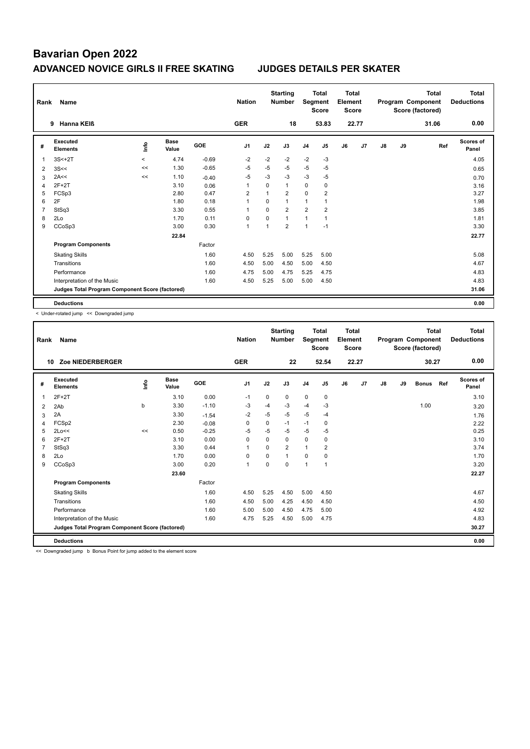# Bavarian Open 2022

## ADVANCED NOVICE GIRLS II FREE SKATING JUDGES DETAILS PER SKATER

| Rank | Name | Nation | Starting Number | Total Segment Score | Total Element Score | Total Program Component Score (factored) | Total Deductions |
|---|---|---|---|---|---|---|---|
| 9 | Hanna KEIß | GER | 18 | 53.83 | 22.77 | 31.06 | 0.00 |

| # | Executed Elements | Info | Base Value | GOE | J1 | J2 | J3 | J4 | J5 | J6 | J7 | J8 | J9 | Ref | Scores of Panel |
|---|---|---|---|---|---|---|---|---|---|---|---|---|---|---|---|
| 1 | 3S<+2T | < | 4.74 | -0.69 | -2 | -2 | -2 | -2 | -3 | | | | | | 4.05 |
| 2 | 3S<< | << | 1.30 | -0.65 | -5 | -5 | -5 | -5 | -5 | | | | | | 0.65 |
| 3 | 2A<< | << | 1.10 | -0.40 | -5 | -3 | -3 | -3 | -5 | | | | | | 0.70 |
| 4 | 2F+2T | | 3.10 | 0.06 | 1 | 0 | 1 | 0 | 0 | | | | | | 3.16 |
| 5 | FCSp3 | | 2.80 | 0.47 | 2 | 1 | 2 | 0 | 2 | | | | | | 3.27 |
| 6 | 2F | | 1.80 | 0.18 | 1 | 0 | 1 | 1 | 1 | | | | | | 1.98 |
| 7 | StSq3 | | 3.30 | 0.55 | 1 | 0 | 2 | 2 | 2 | | | | | | 3.85 |
| 8 | 2Lo | | 1.70 | 0.11 | 0 | 0 | 1 | 1 | 1 | | | | | | 1.81 |
| 9 | CCoSp3 | | 3.00 | 0.30 | 1 | 1 | 2 | 1 | -1 | | | | | | 3.30 |
| | | | 22.84 | | | | | | | | | | | | 22.77 |
| | **Program Components** | | | Factor | | | | | | | | | | | |
| | Skating Skills | | | 1.60 | 4.50 | 5.25 | 5.00 | 5.25 | 5.00 | | | | | | 5.08 |
| | Transitions | | | 1.60 | 4.50 | 5.00 | 4.50 | 5.00 | 4.50 | | | | | | 4.67 |
| | Performance | | | 1.60 | 4.75 | 5.00 | 4.75 | 5.25 | 4.75 | | | | | | 4.83 |
| | Interpretation of the Music | | | 1.60 | 4.50 | 5.25 | 5.00 | 5.00 | 4.50 | | | | | | 4.83 |
| | **Judges Total Program Component Score (factored)** | | | | | | | | | | | | | | 31.06 |
| | **Deductions** | | | | | | | | | | | | | | 0.00 |

< Under-rotated jump << Downgraded jump

| Rank | Name | Nation | Starting Number | Total Segment Score | Total Element Score | Total Program Component Score (factored) | Total Deductions |
|---|---|---|---|---|---|---|---|
| 10 | Zoe NIEDERBERGER | GER | 22 | 52.54 | 22.27 | 30.27 | 0.00 |

| # | Executed Elements | Info | Base Value | GOE | J1 | J2 | J3 | J4 | J5 | J6 | J7 | J8 | J9 | Bonus | Ref | Scores of Panel |
|---|---|---|---|---|---|---|---|---|---|---|---|---|---|---|---|---|
| 1 | 2F+2T | | 3.10 | 0.00 | -1 | 0 | 0 | 0 | 0 | | | | | | | 3.10 |
| 2 | 2Ab | b | 3.30 | -1.10 | -3 | -4 | -3 | -4 | -3 | | | | | 1.00 | | 3.20 |
| 3 | 2A | | 3.30 | -1.54 | -2 | -5 | -5 | -5 | -4 | | | | | | | 1.76 |
| 4 | FCSp2 | | 2.30 | -0.08 | 0 | 0 | -1 | -1 | 0 | | | | | | | 2.22 |
| 5 | 2Lo<< | << | 0.50 | -0.25 | -5 | -5 | -5 | -5 | -5 | | | | | | | 0.25 |
| 6 | 2F+2T | | 3.10 | 0.00 | 0 | 0 | 0 | 0 | 0 | | | | | | | 3.10 |
| 7 | StSq3 | | 3.30 | 0.44 | 1 | 0 | 2 | 1 | 2 | | | | | | | 3.74 |
| 8 | 2Lo | | 1.70 | 0.00 | 0 | 0 | 1 | 0 | 0 | | | | | | | 1.70 |
| 9 | CCoSp3 | | 3.00 | 0.20 | 1 | 0 | 0 | 1 | 1 | | | | | | | 3.20 |
| | | | 23.60 | | | | | | | | | | | | | 22.27 |
| | **Program Components** | | | Factor | | | | | | | | | | | | |
| | Skating Skills | | | 1.60 | 4.50 | 5.25 | 4.50 | 5.00 | 4.50 | | | | | | | 4.67 |
| | Transitions | | | 1.60 | 4.50 | 5.00 | 4.25 | 4.50 | 4.50 | | | | | | | 4.50 |
| | Performance | | | 1.60 | 5.00 | 5.00 | 4.50 | 4.75 | 5.00 | | | | | | | 4.92 |
| | Interpretation of the Music | | | 1.60 | 4.75 | 5.25 | 4.50 | 5.00 | 4.75 | | | | | | | 4.83 |
| | **Judges Total Program Component Score (factored)** | | | | | | | | | | | | | | | 30.27 |
| | **Deductions** | | | | | | | | | | | | | | | 0.00 |

<< Downgraded jump b Bonus Point for jump added to the element score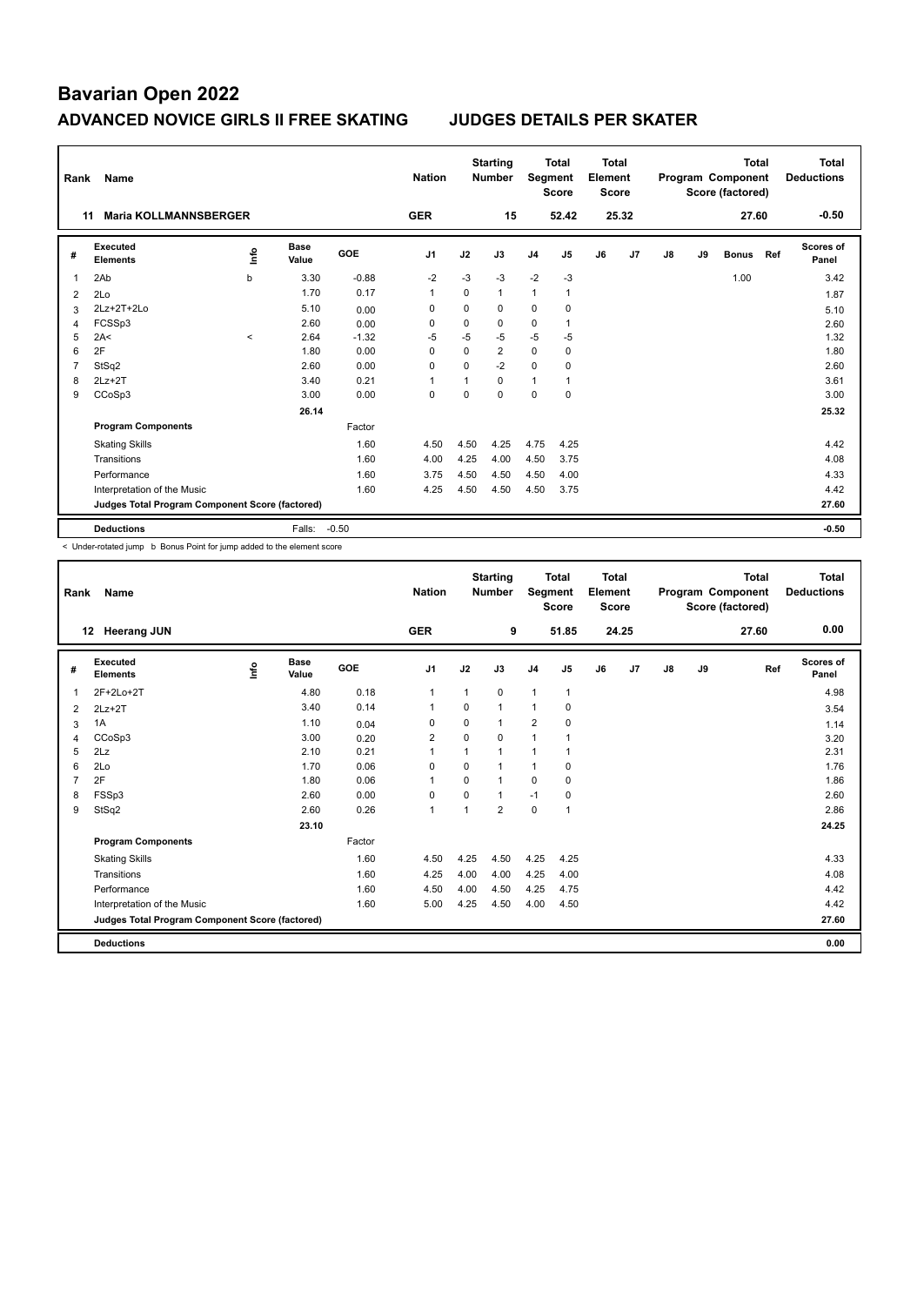# Bavarian Open 2022

## ADVANCED NOVICE GIRLS II FREE SKATING JUDGES DETAILS PER SKATER

| Rank | Name | Nation | Starting Number | Total Segment Score | Total Element Score | Total Program Component Score (factored) | Total Deductions |
|---|---|---|---|---|---|---|---|
| 11 | Maria KOLLMANNSBERGER | GER | 15 | 52.42 | 25.32 | 27.60 | -0.50 |

| # | Executed Elements | Info | Base Value | GOE | J1 | J2 | J3 | J4 | J5 | J6 | J7 | J8 | J9 | Bonus | Ref | Scores of Panel |
|---|---|---|---|---|---|---|---|---|---|---|---|---|---|---|---|---|
| 1 | 2Ab | b | 3.30 | -0.88 | -2 | -3 | -3 | -2 | -3 | | | | | 1.00 | | 3.42 |
| 2 | 2Lo | | 1.70 | 0.17 | 1 | 0 | 1 | 1 | 1 | | | | | | | 1.87 |
| 3 | 2Lz+2T+2Lo | | 5.10 | 0.00 | 0 | 0 | 0 | 0 | 0 | | | | | | | 5.10 |
| 4 | FCSSp3 | | 2.60 | 0.00 | 0 | 0 | 0 | 0 | 1 | | | | | | | 2.60 |
| 5 | 2A< | < | 2.64 | -1.32 | -5 | -5 | -5 | -5 | -5 | | | | | | | 1.32 |
| 6 | 2F | | 1.80 | 0.00 | 0 | 0 | 2 | 0 | 0 | | | | | | | 1.80 |
| 7 | StSq2 | | 2.60 | 0.00 | 0 | 0 | -2 | 0 | 0 | | | | | | | 2.60 |
| 8 | 2Lz+2T | | 3.40 | 0.21 | 1 | 1 | 0 | 1 | 1 | | | | | | | 3.61 |
| 9 | CCoSp3 | | 3.00 | 0.00 | 0 | 0 | 0 | 0 | 0 | | | | | | | 3.00 |
| | | | 26.14 | | | | | | | | | | | | | 25.32 |
| | **Program Components** | | | Factor | | | | | | | | | | | | |
| | Skating Skills | | | 1.60 | 4.50 | 4.50 | 4.25 | 4.75 | 4.25 | | | | | | | 4.42 |
| | Transitions | | | 1.60 | 4.00 | 4.25 | 4.00 | 4.50 | 3.75 | | | | | | | 4.08 |
| | Performance | | | 1.60 | 3.75 | 4.50 | 4.50 | 4.50 | 4.00 | | | | | | | 4.33 |
| | Interpretation of the Music | | | 1.60 | 4.25 | 4.50 | 4.50 | 4.50 | 3.75 | | | | | | | 4.42 |
| | **Judges Total Program Component Score (factored)** | | | | | | | | | | | | | | | 27.60 |
| | **Deductions** | | Falls: | -0.50 | | | | | | | | | | | | -0.50 |

< Under-rotated jump b Bonus Point for jump added to the element score

| Rank | Name | Nation | Starting Number | Total Segment Score | Total Element Score | Total Program Component Score (factored) | Total Deductions |
|---|---|---|---|---|---|---|---|
| 12 | Heerang JUN | GER | 9 | 51.85 | 24.25 | 27.60 | 0.00 |

| # | Executed Elements | Info | Base Value | GOE | J1 | J2 | J3 | J4 | J5 | J6 | J7 | J8 | J9 | Ref | Scores of Panel |
|---|---|---|---|---|---|---|---|---|---|---|---|---|---|---|---|
| 1 | 2F+2Lo+2T | | 4.80 | 0.18 | 1 | 1 | 0 | 1 | 1 | | | | | | 4.98 |
| 2 | 2Lz+2T | | 3.40 | 0.14 | 1 | 0 | 1 | 1 | 0 | | | | | | 3.54 |
| 3 | 1A | | 1.10 | 0.04 | 0 | 0 | 1 | 2 | 0 | | | | | | 1.14 |
| 4 | CCoSp3 | | 3.00 | 0.20 | 2 | 0 | 0 | 1 | 1 | | | | | | 3.20 |
| 5 | 2Lz | | 2.10 | 0.21 | 1 | 1 | 1 | 1 | 1 | | | | | | 2.31 |
| 6 | 2Lo | | 1.70 | 0.06 | 0 | 0 | 1 | 1 | 0 | | | | | | 1.76 |
| 7 | 2F | | 1.80 | 0.06 | 1 | 0 | 1 | 0 | 0 | | | | | | 1.86 |
| 8 | FSSp3 | | 2.60 | 0.00 | 0 | 0 | 1 | -1 | 0 | | | | | | 2.60 |
| 9 | StSq2 | | 2.60 | 0.26 | 1 | 1 | 2 | 0 | 1 | | | | | | 2.86 |
| | | | 23.10 | | | | | | | | | | | | 24.25 |
| | **Program Components** | | | Factor | | | | | | | | | | | |
| | Skating Skills | | | 1.60 | 4.50 | 4.25 | 4.50 | 4.25 | 4.25 | | | | | | 4.33 |
| | Transitions | | | 1.60 | 4.25 | 4.00 | 4.00 | 4.25 | 4.00 | | | | | | 4.08 |
| | Performance | | | 1.60 | 4.50 | 4.00 | 4.50 | 4.25 | 4.75 | | | | | | 4.42 |
| | Interpretation of the Music | | | 1.60 | 5.00 | 4.25 | 4.50 | 4.00 | 4.50 | | | | | | 4.42 |
| | **Judges Total Program Component Score (factored)** | | | | | | | | | | | | | | 27.60 |
| | **Deductions** | | | | | | | | | | | | | | 0.00 |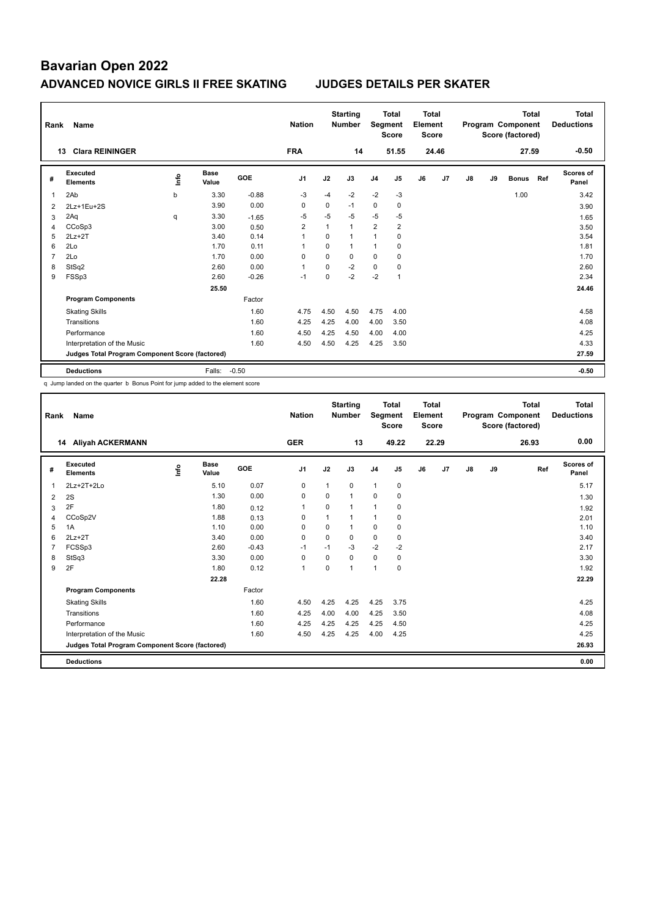# Bavarian Open 2022

## ADVANCED NOVICE GIRLS II FREE SKATING JUDGES DETAILS PER SKATER

| Rank | Name | Nation | Starting Number | Total Segment Score | Total Element Score | Total Program Component Score (factored) | Total Deductions |
|---|---|---|---|---|---|---|---|
| 13 | Clara REININGER | FRA | 14 | 51.55 | 24.46 | 27.59 | -0.50 |

| # | Executed Elements | Info | Base Value | GOE | J1 | J2 | J3 | J4 | J5 | J6 | J7 | J8 | J9 | Bonus | Ref | Scores of Panel |
|---|---|---|---|---|---|---|---|---|---|---|---|---|---|---|---|---|
| 1 | 2Ab | b | 3.30 | -0.88 | -3 | -4 | -2 | -2 | -3 | | | | | 1.00 | | 3.42 |
| 2 | 2Lz+1Eu+2S | | 3.90 | 0.00 | 0 | 0 | -1 | 0 | 0 | | | | | | | 3.90 |
| 3 | 2Aq | q | 3.30 | -1.65 | -5 | -5 | -5 | -5 | -5 | | | | | | | 1.65 |
| 4 | CCoSp3 | | 3.00 | 0.50 | 2 | 1 | 1 | 2 | 2 | | | | | | | 3.50 |
| 5 | 2Lz+2T | | 3.40 | 0.14 | 1 | 0 | 1 | 1 | 0 | | | | | | | 3.54 |
| 6 | 2Lo | | 1.70 | 0.11 | 1 | 0 | 1 | 1 | 0 | | | | | | | 1.81 |
| 7 | 2Lo | | 1.70 | 0.00 | 0 | 0 | 0 | 0 | 0 | | | | | | | 1.70 |
| 8 | StSq2 | | 2.60 | 0.00 | 1 | 0 | -2 | 0 | 0 | | | | | | | 2.60 |
| 9 | FSSp3 | | 2.60 | -0.26 | -1 | 0 | -2 | -2 | 1 | | | | | | | 2.34 |
| | | | 25.50 | | | | | | | | | | | | | 24.46 |
| | **Program Components** | | | Factor | | | | | | | | | | | | |
| | Skating Skills | | | 1.60 | 4.75 | 4.50 | 4.50 | 4.75 | 4.00 | | | | | | | 4.58 |
| | Transitions | | | 1.60 | 4.25 | 4.25 | 4.00 | 4.00 | 3.50 | | | | | | | 4.08 |
| | Performance | | | 1.60 | 4.50 | 4.25 | 4.50 | 4.00 | 4.00 | | | | | | | 4.25 |
| | Interpretation of the Music | | | 1.60 | 4.50 | 4.50 | 4.25 | 4.25 | 3.50 | | | | | | | 4.33 |
| | **Judges Total Program Component Score (factored)** | | | | | | | | | | | | | | | 27.59 |
| | **Deductions** | | Falls: | -0.50 | | | | | | | | | | | | -0.50 |

q Jump landed on the quarter b Bonus Point for jump added to the element score

| Rank | Name | Nation | Starting Number | Total Segment Score | Total Element Score | Total Program Component Score (factored) | Total Deductions |
|---|---|---|---|---|---|---|---|
| 14 | Aliyah ACKERMANN | GER | 13 | 49.22 | 22.29 | 26.93 | 0.00 |

| # | Executed Elements | Info | Base Value | GOE | J1 | J2 | J3 | J4 | J5 | J6 | J7 | J8 | J9 | Ref | Scores of Panel |
|---|---|---|---|---|---|---|---|---|---|---|---|---|---|---|---|
| 1 | 2Lz+2T+2Lo | | 5.10 | 0.07 | 0 | 1 | 0 | 1 | 0 | | | | | | 5.17 |
| 2 | 2S | | 1.30 | 0.00 | 0 | 0 | 1 | 0 | 0 | | | | | | 1.30 |
| 3 | 2F | | 1.80 | 0.12 | 1 | 0 | 1 | 1 | 0 | | | | | | 1.92 |
| 4 | CCoSp2V | | 1.88 | 0.13 | 0 | 1 | 1 | 1 | 0 | | | | | | 2.01 |
| 5 | 1A | | 1.10 | 0.00 | 0 | 0 | 1 | 0 | 0 | | | | | | 1.10 |
| 6 | 2Lz+2T | | 3.40 | 0.00 | 0 | 0 | 0 | 0 | 0 | | | | | | 3.40 |
| 7 | FCSSp3 | | 2.60 | -0.43 | -1 | -1 | -3 | -2 | -2 | | | | | | 2.17 |
| 8 | StSq3 | | 3.30 | 0.00 | 0 | 0 | 0 | 0 | 0 | | | | | | 3.30 |
| 9 | 2F | | 1.80 | 0.12 | 1 | 0 | 1 | 1 | 0 | | | | | | 1.92 |
| | | | 22.28 | | | | | | | | | | | | 22.29 |
| | **Program Components** | | | Factor | | | | | | | | | | | |
| | Skating Skills | | | 1.60 | 4.50 | 4.25 | 4.25 | 4.25 | 3.75 | | | | | | 4.25 |
| | Transitions | | | 1.60 | 4.25 | 4.00 | 4.00 | 4.25 | 3.50 | | | | | | 4.08 |
| | Performance | | | 1.60 | 4.25 | 4.25 | 4.25 | 4.25 | 4.50 | | | | | | 4.25 |
| | Interpretation of the Music | | | 1.60 | 4.50 | 4.25 | 4.25 | 4.00 | 4.25 | | | | | | 4.25 |
| | **Judges Total Program Component Score (factored)** | | | | | | | | | | | | | | 26.93 |
| | **Deductions** | | | | | | | | | | | | | | 0.00 |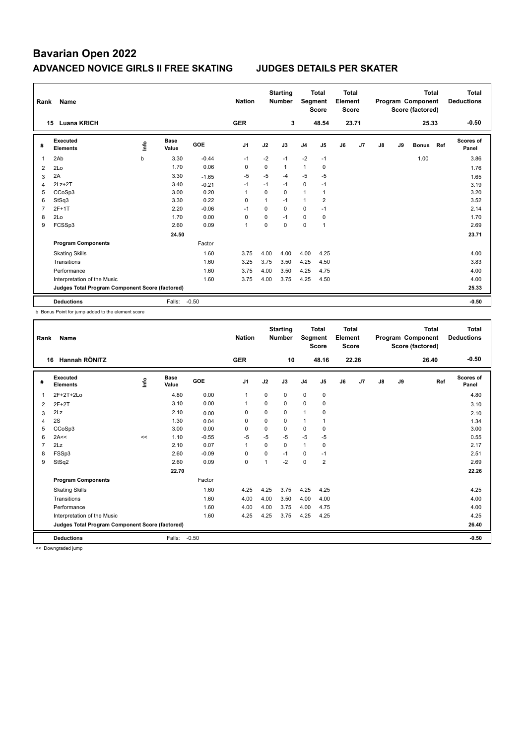# Bavarian Open 2022

## ADVANCED NOVICE GIRLS II FREE SKATING JUDGES DETAILS PER SKATER

| Rank | Name | Nation | Starting Number | Total Segment Score | Total Element Score | Total Program Component Score (factored) | Total Deductions |
|---|---|---|---|---|---|---|---|
| 15 | Luana KRICH | GER | 3 | 48.54 | 23.71 | 25.33 | -0.50 |

| # | Executed Elements | Info | Base Value | GOE | J1 | J2 | J3 | J4 | J5 | J6 | J7 | J8 | J9 | Bonus | Ref | Scores of Panel |
|---|---|---|---|---|---|---|---|---|---|---|---|---|---|---|---|---|
| 1 | 2Ab | b | 3.30 | -0.44 | -1 | -2 | -1 | -2 | -1 | | | | | 1.00 | | 3.86 |
| 2 | 2Lo | | 1.70 | 0.06 | 0 | 0 | 1 | 1 | 0 | | | | | | | 1.76 |
| 3 | 2A | | 3.30 | -1.65 | -5 | -5 | -4 | -5 | -5 | | | | | | | 1.65 |
| 4 | 2Lz+2T | | 3.40 | -0.21 | -1 | -1 | -1 | 0 | -1 | | | | | | | 3.19 |
| 5 | CCoSp3 | | 3.00 | 0.20 | 1 | 0 | 0 | 1 | 1 | | | | | | | 3.20 |
| 6 | StSq3 | | 3.30 | 0.22 | 0 | 1 | -1 | 1 | 2 | | | | | | | 3.52 |
| 7 | 2F+1T | | 2.20 | -0.06 | -1 | 0 | 0 | 0 | -1 | | | | | | | 2.14 |
| 8 | 2Lo | | 1.70 | 0.00 | 0 | 0 | -1 | 0 | 0 | | | | | | | 1.70 |
| 9 | FCSSp3 | | 2.60 | 0.09 | 1 | 0 | 0 | 0 | 1 | | | | | | | 2.69 |
| | | | 24.50 | | | | | | | | | | | | | 23.71 |
| | **Program Components** | | | Factor | | | | | | | | | | | | |
| | Skating Skills | | | 1.60 | 3.75 | 4.00 | 4.00 | 4.00 | 4.25 | | | | | | | 4.00 |
| | Transitions | | | 1.60 | 3.25 | 3.75 | 3.50 | 4.25 | 4.50 | | | | | | | 3.83 |
| | Performance | | | 1.60 | 3.75 | 4.00 | 3.50 | 4.25 | 4.75 | | | | | | | 4.00 |
| | Interpretation of the Music | | | 1.60 | 3.75 | 4.00 | 3.75 | 4.25 | 4.50 | | | | | | | 4.00 |
| | **Judges Total Program Component Score (factored)** | | | | | | | | | | | | | | | 25.33 |
| | **Deductions** | | Falls: | -0.50 | | | | | | | | | | | | -0.50 |

b Bonus Point for jump added to the element score

| Rank | Name | Nation | Starting Number | Total Segment Score | Total Element Score | Total Program Component Score (factored) | Total Deductions |
|---|---|---|---|---|---|---|---|
| 16 | Hannah RÖNITZ | GER | 10 | 48.16 | 22.26 | 26.40 | -0.50 |

| # | Executed Elements | Info | Base Value | GOE | J1 | J2 | J3 | J4 | J5 | J6 | J7 | J8 | J9 | Ref | Scores of Panel |
|---|---|---|---|---|---|---|---|---|---|---|---|---|---|---|---|
| 1 | 2F+2T+2Lo | | 4.80 | 0.00 | 1 | 0 | 0 | 0 | 0 | | | | | | 4.80 |
| 2 | 2F+2T | | 3.10 | 0.00 | 1 | 0 | 0 | 0 | 0 | | | | | | 3.10 |
| 3 | 2Lz | | 2.10 | 0.00 | 0 | 0 | 0 | 1 | 0 | | | | | | 2.10 |
| 4 | 2S | | 1.30 | 0.04 | 0 | 0 | 0 | 1 | 1 | | | | | | 1.34 |
| 5 | CCoSp3 | | 3.00 | 0.00 | 0 | 0 | 0 | 0 | 0 | | | | | | 3.00 |
| 6 | 2A<< | << | 1.10 | -0.55 | -5 | -5 | -5 | -5 | -5 | | | | | | 0.55 |
| 7 | 2Lz | | 2.10 | 0.07 | 1 | 0 | 0 | 1 | 0 | | | | | | 2.17 |
| 8 | FSSp3 | | 2.60 | -0.09 | 0 | 0 | -1 | 0 | -1 | | | | | | 2.51 |
| 9 | StSq2 | | 2.60 | 0.09 | 0 | 1 | -2 | 0 | 2 | | | | | | 2.69 |
| | | | 22.70 | | | | | | | | | | | | 22.26 |
| | **Program Components** | | | Factor | | | | | | | | | | | |
| | Skating Skills | | | 1.60 | 4.25 | 4.25 | 3.75 | 4.25 | 4.25 | | | | | | 4.25 |
| | Transitions | | | 1.60 | 4.00 | 4.00 | 3.50 | 4.00 | 4.00 | | | | | | 4.00 |
| | Performance | | | 1.60 | 4.00 | 4.00 | 3.75 | 4.00 | 4.75 | | | | | | 4.00 |
| | Interpretation of the Music | | | 1.60 | 4.25 | 4.25 | 3.75 | 4.25 | 4.25 | | | | | | 4.25 |
| | **Judges Total Program Component Score (factored)** | | | | | | | | | | | | | | 26.40 |
| | **Deductions** | | Falls: | -0.50 | | | | | | | | | | | -0.50 |

<< Downgraded jump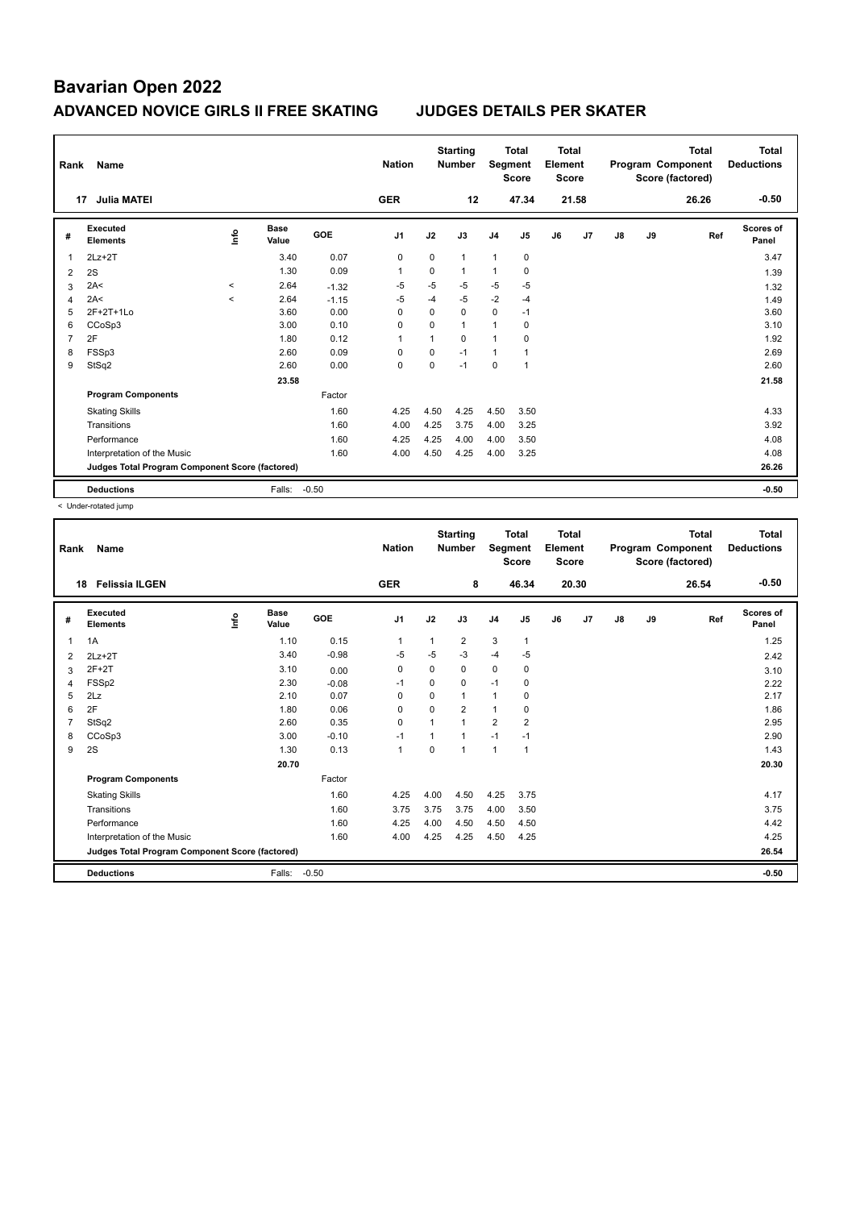# Bavarian Open 2022

## ADVANCED NOVICE GIRLS II FREE SKATING JUDGES DETAILS PER SKATER

| Rank | Name | Nation | Starting Number | Total Segment Score | Total Element Score | Total Program Component Score (factored) | Total Deductions |
|---|---|---|---|---|---|---|---|
| 17 | Julia MATEI | GER | 12 | 47.34 | 21.58 | 26.26 | -0.50 |

| # | Executed Elements | Info | Base Value | GOE | J1 | J2 | J3 | J4 | J5 | J6 | J7 | J8 | J9 | Ref | Scores of Panel |
|---|---|---|---|---|---|---|---|---|---|---|---|---|---|---|---|
| 1 | 2Lz+2T | | 3.40 | 0.07 | 0 | 0 | 1 | 1 | 0 | | | | | | 3.47 |
| 2 | 2S | | 1.30 | 0.09 | 1 | 0 | 1 | 1 | 0 | | | | | | 1.39 |
| 3 | 2A< | < | 2.64 | -1.32 | -5 | -5 | -5 | -5 | -5 | | | | | | 1.32 |
| 4 | 2A< | < | 2.64 | -1.15 | -5 | -4 | -5 | -2 | -4 | | | | | | 1.49 |
| 5 | 2F+2T+1Lo | | 3.60 | 0.00 | 0 | 0 | 0 | 0 | -1 | | | | | | 3.60 |
| 6 | CCoSp3 | | 3.00 | 0.10 | 0 | 0 | 1 | 1 | 0 | | | | | | 3.10 |
| 7 | 2F | | 1.80 | 0.12 | 1 | 1 | 0 | 1 | 0 | | | | | | 1.92 |
| 8 | FSSp3 | | 2.60 | 0.09 | 0 | 0 | -1 | 1 | 1 | | | | | | 2.69 |
| 9 | StSq2 | | 2.60 | 0.00 | 0 | 0 | -1 | 0 | 1 | | | | | | 2.60 |
| | | | 23.58 | | | | | | | | | | | | 21.58 |
| | **Program Components** | | | Factor | | | | | | | | | | | |
| | Skating Skills | | | 1.60 | 4.25 | 4.50 | 4.25 | 4.50 | 3.50 | | | | | | 4.33 |
| | Transitions | | | 1.60 | 4.00 | 4.25 | 3.75 | 4.00 | 3.25 | | | | | | 3.92 |
| | Performance | | | 1.60 | 4.25 | 4.25 | 4.00 | 4.00 | 3.50 | | | | | | 4.08 |
| | Interpretation of the Music | | | 1.60 | 4.00 | 4.50 | 4.25 | 4.00 | 3.25 | | | | | | 4.08 |
| | **Judges Total Program Component Score (factored)** | | | | | | | | | | | | | | 26.26 |
| | **Deductions** | | Falls: | -0.50 | | | | | | | | | | | -0.50 |

< Under-rotated jump

| Rank | Name | Nation | Starting Number | Total Segment Score | Total Element Score | Total Program Component Score (factored) | Total Deductions |
|---|---|---|---|---|---|---|---|
| 18 | Felissia ILGEN | GER | 8 | 46.34 | 20.30 | 26.54 | -0.50 |

| # | Executed Elements | Info | Base Value | GOE | J1 | J2 | J3 | J4 | J5 | J6 | J7 | J8 | J9 | Ref | Scores of Panel |
|---|---|---|---|---|---|---|---|---|---|---|---|---|---|---|---|
| 1 | 1A | | 1.10 | 0.15 | 1 | 1 | 2 | 3 | 1 | | | | | | 1.25 |
| 2 | 2Lz+2T | | 3.40 | -0.98 | -5 | -5 | -3 | -4 | -5 | | | | | | 2.42 |
| 3 | 2F+2T | | 3.10 | 0.00 | 0 | 0 | 0 | 0 | 0 | | | | | | 3.10 |
| 4 | FSSp2 | | 2.30 | -0.08 | -1 | 0 | 0 | -1 | 0 | | | | | | 2.22 |
| 5 | 2Lz | | 2.10 | 0.07 | 0 | 0 | 1 | 1 | 0 | | | | | | 2.17 |
| 6 | 2F | | 1.80 | 0.06 | 0 | 0 | 2 | 1 | 0 | | | | | | 1.86 |
| 7 | StSq2 | | 2.60 | 0.35 | 0 | 1 | 1 | 2 | 2 | | | | | | 2.95 |
| 8 | CCoSp3 | | 3.00 | -0.10 | -1 | 1 | 1 | -1 | -1 | | | | | | 2.90 |
| 9 | 2S | | 1.30 | 0.13 | 1 | 0 | 1 | 1 | 1 | | | | | | 1.43 |
| | | | 20.70 | | | | | | | | | | | | 20.30 |
| | **Program Components** | | | Factor | | | | | | | | | | | |
| | Skating Skills | | | 1.60 | 4.25 | 4.00 | 4.50 | 4.25 | 3.75 | | | | | | 4.17 |
| | Transitions | | | 1.60 | 3.75 | 3.75 | 3.75 | 4.00 | 3.50 | | | | | | 3.75 |
| | Performance | | | 1.60 | 4.25 | 4.00 | 4.50 | 4.50 | 4.50 | | | | | | 4.42 |
| | Interpretation of the Music | | | 1.60 | 4.00 | 4.25 | 4.25 | 4.50 | 4.25 | | | | | | 4.25 |
| | **Judges Total Program Component Score (factored)** | | | | | | | | | | | | | | 26.54 |
| | **Deductions** | | Falls: | -0.50 | | | | | | | | | | | -0.50 |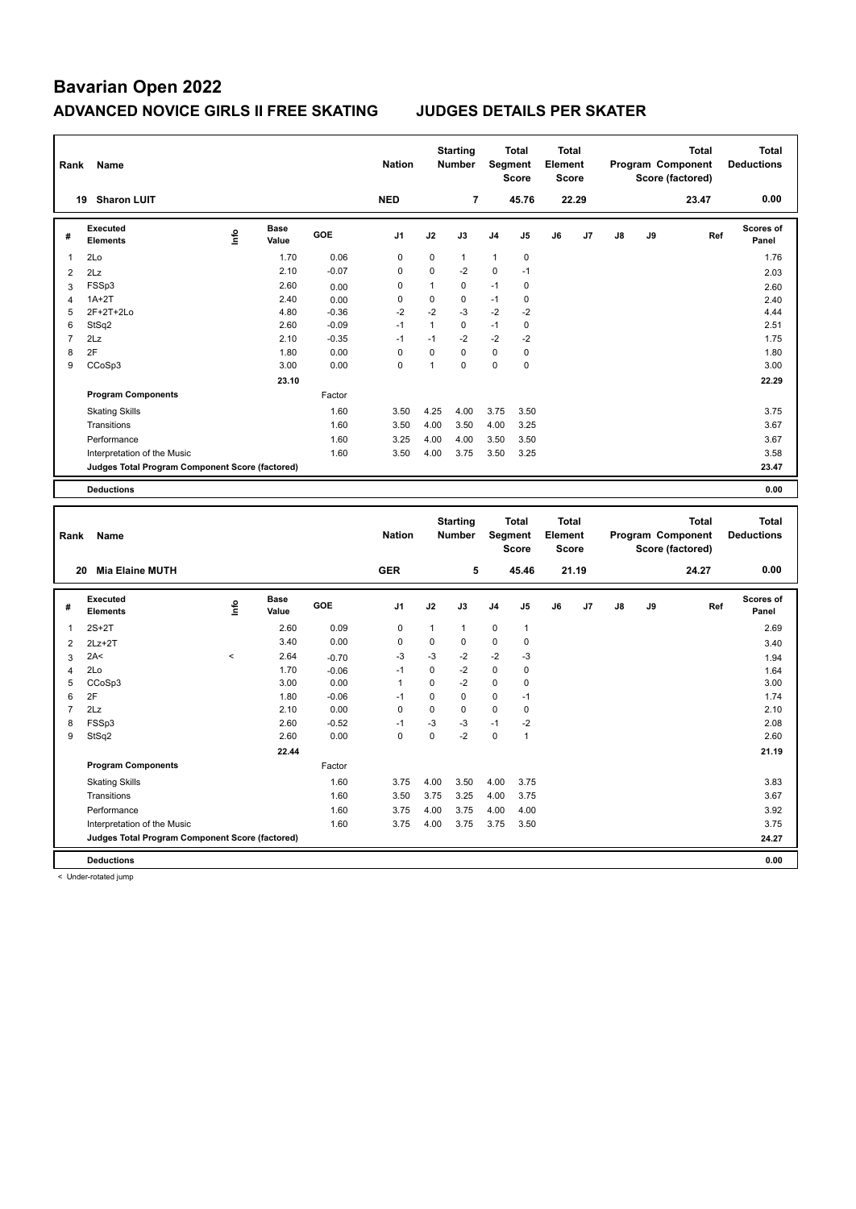# Bavarian Open 2022

## ADVANCED NOVICE GIRLS II FREE SKATING JUDGES DETAILS PER SKATER

| Rank | Name | Nation | Starting Number | Total Segment Score | Total Element Score | Total Program Component Score (factored) | Total Deductions |
|---|---|---|---|---|---|---|---|
| 19 | Sharon LUIT | NED | 7 | 45.76 | 22.29 | 23.47 | 0.00 |

| # | Executed Elements | Info | Base Value | GOE | J1 | J2 | J3 | J4 | J5 | J6 | J7 | J8 | J9 | Ref | Scores of Panel |
|---|---|---|---|---|---|---|---|---|---|---|---|---|---|---|---|
| 1 | 2Lo | | 1.70 | 0.06 | 0 | 0 | 1 | 1 | 0 | | | | | | 1.76 |
| 2 | 2Lz | | 2.10 | -0.07 | 0 | 0 | -2 | 0 | -1 | | | | | | 2.03 |
| 3 | FSSp3 | | 2.60 | 0.00 | 0 | 1 | 0 | -1 | 0 | | | | | | 2.60 |
| 4 | 1A+2T | | 2.40 | 0.00 | 0 | 0 | 0 | -1 | 0 | | | | | | 2.40 |
| 5 | 2F+2T+2Lo | | 4.80 | -0.36 | -2 | -2 | -3 | -2 | -2 | | | | | | 4.44 |
| 6 | StSq2 | | 2.60 | -0.09 | -1 | 1 | 0 | -1 | 0 | | | | | | 2.51 |
| 7 | 2Lz | | 2.10 | -0.35 | -1 | -1 | -2 | -2 | -2 | | | | | | 1.75 |
| 8 | 2F | | 1.80 | 0.00 | 0 | 0 | 0 | 0 | 0 | | | | | | 1.80 |
| 9 | CCoSp3 | | 3.00 | 0.00 | 0 | 1 | 0 | 0 | 0 | | | | | | 3.00 |
| | | | 23.10 | | | | | | | | | | | | 22.29 |
| | **Program Components** | | | Factor | | | | | | | | | | | |
| | Skating Skills | | | 1.60 | 3.50 | 4.25 | 4.00 | 3.75 | 3.50 | | | | | | 3.75 |
| | Transitions | | | 1.60 | 3.50 | 4.00 | 3.50 | 4.00 | 3.25 | | | | | | 3.67 |
| | Performance | | | 1.60 | 3.25 | 4.00 | 4.00 | 3.50 | 3.50 | | | | | | 3.67 |
| | Interpretation of the Music | | | 1.60 | 3.50 | 4.00 | 3.75 | 3.50 | 3.25 | | | | | | 3.58 |
| | **Judges Total Program Component Score (factored)** | | | | | | | | | | | | | | 23.47 |
| | **Deductions** | | | | | | | | | | | | | | 0.00 |

| Rank | Name | Nation | Starting Number | Total Segment Score | Total Element Score | Total Program Component Score (factored) | Total Deductions |
|---|---|---|---|---|---|---|---|
| 20 | Mia Elaine MUTH | GER | 5 | 45.46 | 21.19 | 24.27 | 0.00 |

| # | Executed Elements | Info | Base Value | GOE | J1 | J2 | J3 | J4 | J5 | J6 | J7 | J8 | J9 | Ref | Scores of Panel |
|---|---|---|---|---|---|---|---|---|---|---|---|---|---|---|---|
| 1 | 2S+2T | | 2.60 | 0.09 | 0 | 1 | 1 | 0 | 1 | | | | | | 2.69 |
| 2 | 2Lz+2T | | 3.40 | 0.00 | 0 | 0 | 0 | 0 | 0 | | | | | | 3.40 |
| 3 | 2A< | < | 2.64 | -0.70 | -3 | -3 | -2 | -2 | -3 | | | | | | 1.94 |
| 4 | 2Lo | | 1.70 | -0.06 | -1 | 0 | -2 | 0 | 0 | | | | | | 1.64 |
| 5 | CCoSp3 | | 3.00 | 0.00 | 1 | 0 | -2 | 0 | 0 | | | | | | 3.00 |
| 6 | 2F | | 1.80 | -0.06 | -1 | 0 | 0 | 0 | -1 | | | | | | 1.74 |
| 7 | 2Lz | | 2.10 | 0.00 | 0 | 0 | 0 | 0 | 0 | | | | | | 2.10 |
| 8 | FSSp3 | | 2.60 | -0.52 | -1 | -3 | -3 | -1 | -2 | | | | | | 2.08 |
| 9 | StSq2 | | 2.60 | 0.00 | 0 | 0 | -2 | 0 | 1 | | | | | | 2.60 |
| | | | 22.44 | | | | | | | | | | | | 21.19 |
| | **Program Components** | | | Factor | | | | | | | | | | | |
| | Skating Skills | | | 1.60 | 3.75 | 4.00 | 3.50 | 4.00 | 3.75 | | | | | | 3.83 |
| | Transitions | | | 1.60 | 3.50 | 3.75 | 3.25 | 4.00 | 3.75 | | | | | | 3.67 |
| | Performance | | | 1.60 | 3.75 | 4.00 | 3.75 | 4.00 | 4.00 | | | | | | 3.92 |
| | Interpretation of the Music | | | 1.60 | 3.75 | 4.00 | 3.75 | 3.75 | 3.50 | | | | | | 3.75 |
| | **Judges Total Program Component Score (factored)** | | | | | | | | | | | | | | 24.27 |
| | **Deductions** | | | | | | | | | | | | | | 0.00 |

< Under-rotated jump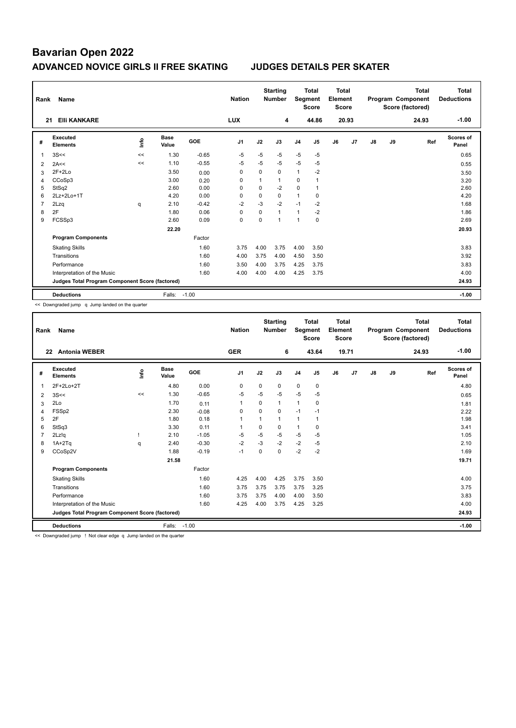# Bavarian Open 2022

## ADVANCED NOVICE GIRLS II FREE SKATING JUDGES DETAILS PER SKATER

| Rank | Name | | | | Nation | | Starting Number | | Total Segment Score | | Total Element Score | | | | Total Program Component Score (factored) | Total Deductions |
|---|---|---|---|---|---|---|---|---|---|---|---|---|---|---|---|---|
| 21 | Elli KANKARE | | | | LUX | | 4 | | 44.86 | | 20.93 | | | | 24.93 | -1.00 |

| # | Executed Elements | Info | Base Value | GOE | J1 | J2 | J3 | J4 | J5 | J6 | J7 | J8 | J9 | Ref | Scores of Panel |
|---|---|---|---|---|---|---|---|---|---|---|---|---|---|---|---|
| 1 | 3S<< | << | 1.30 | -0.65 | -5 | -5 | -5 | -5 | -5 | | | | | | 0.65 |
| 2 | 2A<< | << | 1.10 | -0.55 | -5 | -5 | -5 | -5 | -5 | | | | | | 0.55 |
| 3 | 2F+2Lo | | 3.50 | 0.00 | 0 | 0 | 0 | 1 | -2 | | | | | | 3.50 |
| 4 | CCoSp3 | | 3.00 | 0.20 | 0 | 1 | 1 | 0 | 1 | | | | | | 3.20 |
| 5 | StSq2 | | 2.60 | 0.00 | 0 | 0 | -2 | 0 | 1 | | | | | | 2.60 |
| 6 | 2Lz+2Lo+1T | | 4.20 | 0.00 | 0 | 0 | 0 | 1 | 0 | | | | | | 4.20 |
| 7 | 2Lzq | q | 2.10 | -0.42 | -2 | -3 | -2 | -1 | -2 | | | | | | 1.68 |
| 8 | 2F | | 1.80 | 0.06 | 0 | 0 | 1 | 1 | -2 | | | | | | 1.86 |
| 9 | FCSSp3 | | 2.60 | 0.09 | 0 | 0 | 1 | 1 | 0 | | | | | | 2.69 |
| | | | 22.20 | | | | | | | | | | | | 20.93 |
| | **Program Components** | | | Factor | | | | | | | | | | | |
| | Skating Skills | | | 1.60 | 3.75 | 4.00 | 3.75 | 4.00 | 3.50 | | | | | | 3.83 |
| | Transitions | | | 1.60 | 4.00 | 3.75 | 4.00 | 4.50 | 3.50 | | | | | | 3.92 |
| | Performance | | | 1.60 | 3.50 | 4.00 | 3.75 | 4.25 | 3.75 | | | | | | 3.83 |
| | Interpretation of the Music | | | 1.60 | 4.00 | 4.00 | 4.00 | 4.25 | 3.75 | | | | | | 4.00 |
| | **Judges Total Program Component Score (factored)** | | | | | | | | | | | | | | 24.93 |
| | **Deductions** | | Falls: | -1.00 | | | | | | | | | | | -1.00 |

<< Downgraded jump q Jump landed on the quarter

| Rank | Name | | | | Nation | | Starting Number | | Total Segment Score | | Total Element Score | | | | Total Program Component Score (factored) | Total Deductions |
|---|---|---|---|---|---|---|---|---|---|---|---|---|---|---|---|---|
| 22 | Antonia WEBER | | | | GER | | 6 | | 43.64 | | 19.71 | | | | 24.93 | -1.00 |

| # | Executed Elements | Info | Base Value | GOE | J1 | J2 | J3 | J4 | J5 | J6 | J7 | J8 | J9 | Ref | Scores of Panel |
|---|---|---|---|---|---|---|---|---|---|---|---|---|---|---|---|
| 1 | 2F+2Lo+2T | | 4.80 | 0.00 | 0 | 0 | 0 | 0 | 0 | | | | | | 4.80 |
| 2 | 3S<< | << | 1.30 | -0.65 | -5 | -5 | -5 | -5 | -5 | | | | | | 0.65 |
| 3 | 2Lo | | 1.70 | 0.11 | 1 | 0 | 1 | 1 | 0 | | | | | | 1.81 |
| 4 | FSSp2 | | 2.30 | -0.08 | 0 | 0 | 0 | -1 | -1 | | | | | | 2.22 |
| 5 | 2F | | 1.80 | 0.18 | 1 | 1 | 1 | 1 | 1 | | | | | | 1.98 |
| 6 | StSq3 | | 3.30 | 0.11 | 1 | 0 | 0 | 1 | 0 | | | | | | 3.41 |
| 7 | 2Lz!q | ! | 2.10 | -1.05 | -5 | -5 | -5 | -5 | -5 | | | | | | 1.05 |
| 8 | 1A+2Tq | q | 2.40 | -0.30 | -2 | -3 | -2 | -2 | -5 | | | | | | 2.10 |
| 9 | CCoSp2V | | 1.88 | -0.19 | -1 | 0 | 0 | -2 | -2 | | | | | | 1.69 |
| | | | 21.58 | | | | | | | | | | | | 19.71 |
| | **Program Components** | | | Factor | | | | | | | | | | | |
| | Skating Skills | | | 1.60 | 4.25 | 4.00 | 4.25 | 3.75 | 3.50 | | | | | | 4.00 |
| | Transitions | | | 1.60 | 3.75 | 3.75 | 3.75 | 3.75 | 3.25 | | | | | | 3.75 |
| | Performance | | | 1.60 | 3.75 | 3.75 | 4.00 | 4.00 | 3.50 | | | | | | 3.83 |
| | Interpretation of the Music | | | 1.60 | 4.25 | 4.00 | 3.75 | 4.25 | 3.25 | | | | | | 4.00 |
| | **Judges Total Program Component Score (factored)** | | | | | | | | | | | | | | 24.93 |
| | **Deductions** | | Falls: | -1.00 | | | | | | | | | | | -1.00 |

<< Downgraded jump ! Not clear edge q Jump landed on the quarter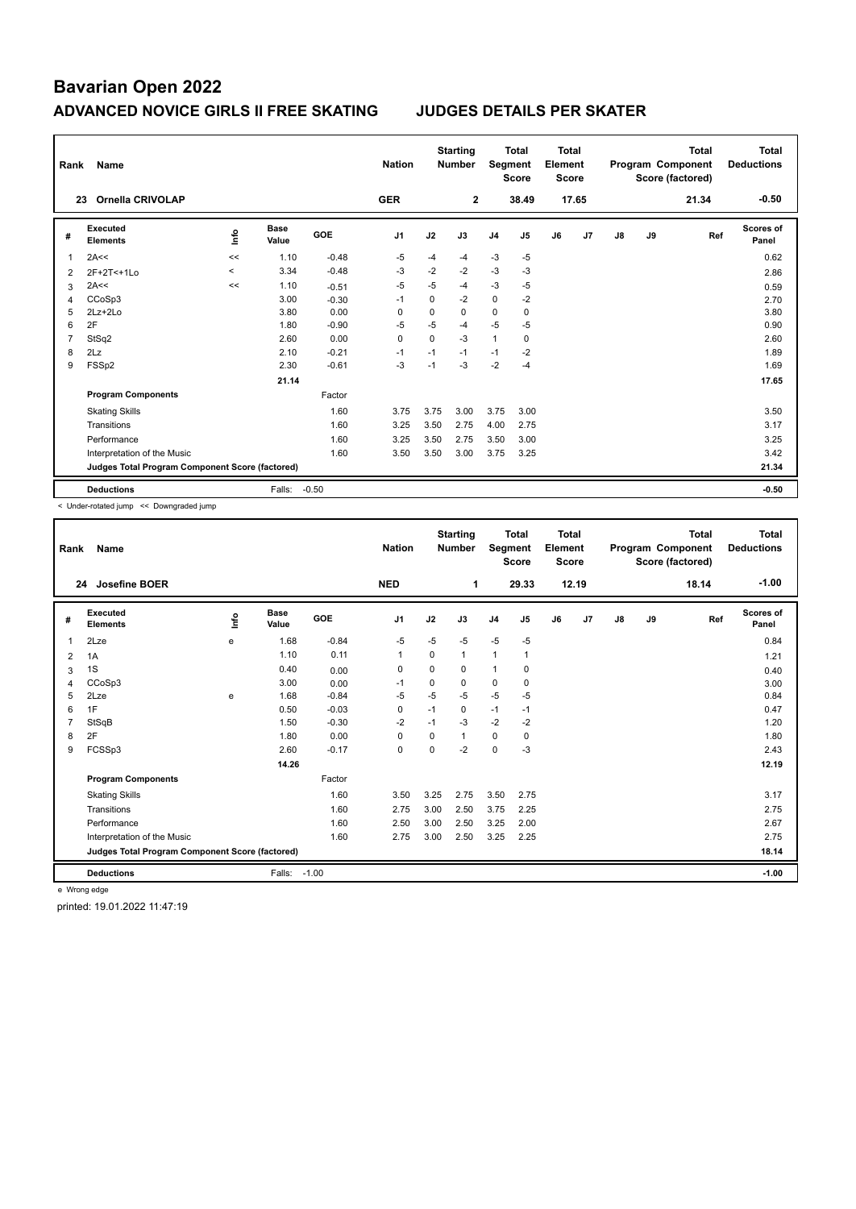# Bavarian Open 2022

## ADVANCED NOVICE GIRLS II FREE SKATING JUDGES DETAILS PER SKATER

| Rank | Name | Nation | Starting Number | Total Segment Score | Total Element Score | Total Program Component Score (factored) | Total Deductions |
|---|---|---|---|---|---|---|---|
| 23 | Ornella CRIVOLAP | GER | 2 | 38.49 | 17.65 | 21.34 | -0.50 |

| # | Executed Elements | Info | Base Value | GOE | J1 | J2 | J3 | J4 | J5 | J6 | J7 | J8 | J9 | Ref | Scores of Panel |
|---|---|---|---|---|---|---|---|---|---|---|---|---|---|---|---|
| 1 | 2A<< | << | 1.10 | -0.48 | -5 | -4 | -4 | -3 | -5 | | | | | | 0.62 |
| 2 | 2F+2T<+1Lo | < | 3.34 | -0.48 | -3 | -2 | -2 | -3 | -3 | | | | | | 2.86 |
| 3 | 2A<< | << | 1.10 | -0.51 | -5 | -5 | -4 | -3 | -5 | | | | | | 0.59 |
| 4 | CCoSp3 | | 3.00 | -0.30 | -1 | 0 | -2 | 0 | -2 | | | | | | 2.70 |
| 5 | 2Lz+2Lo | | 3.80 | 0.00 | 0 | 0 | 0 | 0 | 0 | | | | | | 3.80 |
| 6 | 2F | | 1.80 | -0.90 | -5 | -5 | -4 | -5 | -5 | | | | | | 0.90 |
| 7 | StSq2 | | 2.60 | 0.00 | 0 | 0 | -3 | 1 | 0 | | | | | | 2.60 |
| 8 | 2Lz | | 2.10 | -0.21 | -1 | -1 | -1 | -1 | -2 | | | | | | 1.89 |
| 9 | FSSp2 | | 2.30 | -0.61 | -3 | -1 | -3 | -2 | -4 | | | | | | 1.69 |
| | | | 21.14 | | | | | | | | | | | | 17.65 |
| | **Program Components** | | | Factor | | | | | | | | | | | |
| | Skating Skills | | | 1.60 | 3.75 | 3.75 | 3.00 | 3.75 | 3.00 | | | | | | 3.50 |
| | Transitions | | | 1.60 | 3.25 | 3.50 | 2.75 | 4.00 | 2.75 | | | | | | 3.17 |
| | Performance | | | 1.60 | 3.25 | 3.50 | 2.75 | 3.50 | 3.00 | | | | | | 3.25 |
| | Interpretation of the Music | | | 1.60 | 3.50 | 3.50 | 3.00 | 3.75 | 3.25 | | | | | | 3.42 |
| | **Judges Total Program Component Score (factored)** | | | | | | | | | | | | | | 21.34 |
| | **Deductions** | | Falls: | -0.50 | | | | | | | | | | | -0.50 |

< Under-rotated jump << Downgraded jump

| Rank | Name | Nation | Starting Number | Total Segment Score | Total Element Score | Total Program Component Score (factored) | Total Deductions |
|---|---|---|---|---|---|---|---|
| 24 | Josefine BOER | NED | 1 | 29.33 | 12.19 | 18.14 | -1.00 |

| # | Executed Elements | Info | Base Value | GOE | J1 | J2 | J3 | J4 | J5 | J6 | J7 | J8 | J9 | Ref | Scores of Panel |
|---|---|---|---|---|---|---|---|---|---|---|---|---|---|---|---|
| 1 | 2Lze | e | 1.68 | -0.84 | -5 | -5 | -5 | -5 | -5 | | | | | | 0.84 |
| 2 | 1A | | 1.10 | 0.11 | 1 | 0 | 1 | 1 | 1 | | | | | | 1.21 |
| 3 | 1S | | 0.40 | 0.00 | 0 | 0 | 0 | 1 | 0 | | | | | | 0.40 |
| 4 | CCoSp3 | | 3.00 | 0.00 | -1 | 0 | 0 | 0 | 0 | | | | | | 3.00 |
| 5 | 2Lze | e | 1.68 | -0.84 | -5 | -5 | -5 | -5 | -5 | | | | | | 0.84 |
| 6 | 1F | | 0.50 | -0.03 | 0 | -1 | 0 | -1 | -1 | | | | | | 0.47 |
| 7 | StSqB | | 1.50 | -0.30 | -2 | -1 | -3 | -2 | -2 | | | | | | 1.20 |
| 8 | 2F | | 1.80 | 0.00 | 0 | 0 | 1 | 0 | 0 | | | | | | 1.80 |
| 9 | FCSSp3 | | 2.60 | -0.17 | 0 | 0 | -2 | 0 | -3 | | | | | | 2.43 |
| | | | 14.26 | | | | | | | | | | | | 12.19 |
| | **Program Components** | | | Factor | | | | | | | | | | | |
| | Skating Skills | | | 1.60 | 3.50 | 3.25 | 2.75 | 3.50 | 2.75 | | | | | | 3.17 |
| | Transitions | | | 1.60 | 2.75 | 3.00 | 2.50 | 3.75 | 2.25 | | | | | | 2.75 |
| | Performance | | | 1.60 | 2.50 | 3.00 | 2.50 | 3.25 | 2.00 | | | | | | 2.67 |
| | Interpretation of the Music | | | 1.60 | 2.75 | 3.00 | 2.50 | 3.25 | 2.25 | | | | | | 2.75 |
| | **Judges Total Program Component Score (factored)** | | | | | | | | | | | | | | 18.14 |
| | **Deductions** | | Falls: | -1.00 | | | | | | | | | | | -1.00 |

e Wrong edge

printed: 19.01.2022 11:47:19